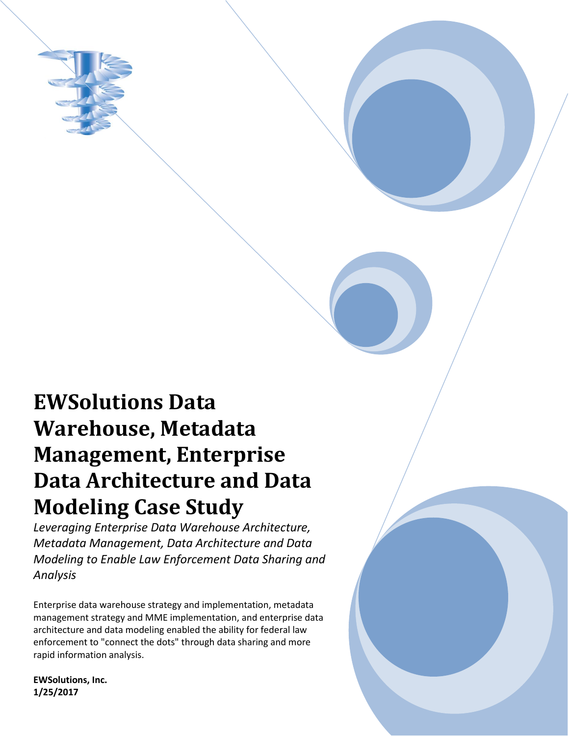# EWSolutions Data Warehouse, Metadata Management, Enterprise Data Architecture and Data Modeling Case Study

*Leveraging Enterprise Data Warehouse Architecture, Metadata Management, Data Architecture and Data Modeling to Enable Law Enforcement Data Sharing and Analysis*

Enterprise data warehouse strategy and implementation, metadata management strategy and MME implementation, and enterprise data architecture and data modeling enabled the ability for federal law enforcement to "connect the dots" through data sharing and more rapid information analysis.

**EWSolutions, Inc.**
**1/25/2017**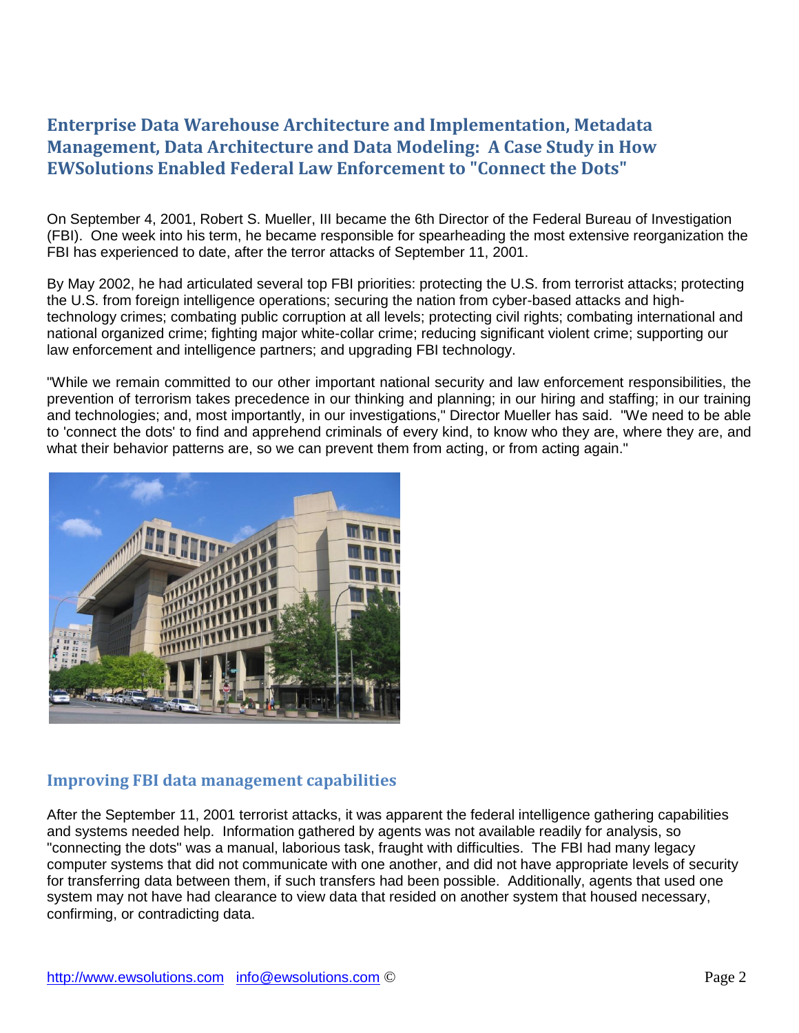## Enterprise Data Warehouse Architecture and Implementation, Metadata Management, Data Architecture and Data Modeling: A Case Study in How EWSolutions Enabled Federal Law Enforcement to "Connect the Dots"

On September 4, 2001, Robert S. Mueller, III became the 6th Director of the Federal Bureau of Investigation (FBI). One week into his term, he became responsible for spearheading the most extensive reorganization the FBI has experienced to date, after the terror attacks of September 11, 2001.

By May 2002, he had articulated several top FBI priorities: protecting the U.S. from terrorist attacks; protecting the U.S. from foreign intelligence operations; securing the nation from cyber-based attacks and high-technology crimes; combating public corruption at all levels; protecting civil rights; combating international and national organized crime; fighting major white-collar crime; reducing significant violent crime; supporting our law enforcement and intelligence partners; and upgrading FBI technology.

"While we remain committed to our other important national security and law enforcement responsibilities, the prevention of terrorism takes precedence in our thinking and planning; in our hiring and staffing; in our training and technologies; and, most importantly, in our investigations," Director Mueller has said. "We need to be able to 'connect the dots' to find and apprehend criminals of every kind, to know who they are, where they are, and what their behavior patterns are, so we can prevent them from acting, or from acting again."

### Improving FBI data management capabilities

After the September 11, 2001 terrorist attacks, it was apparent the federal intelligence gathering capabilities and systems needed help. Information gathered by agents was not available readily for analysis, so "connecting the dots" was a manual, laborious task, fraught with difficulties. The FBI had many legacy computer systems that did not communicate with one another, and did not have appropriate levels of security for transferring data between them, if such transfers had been possible. Additionally, agents that used one system may not have had clearance to view data that resided on another system that housed necessary, confirming, or contradicting data.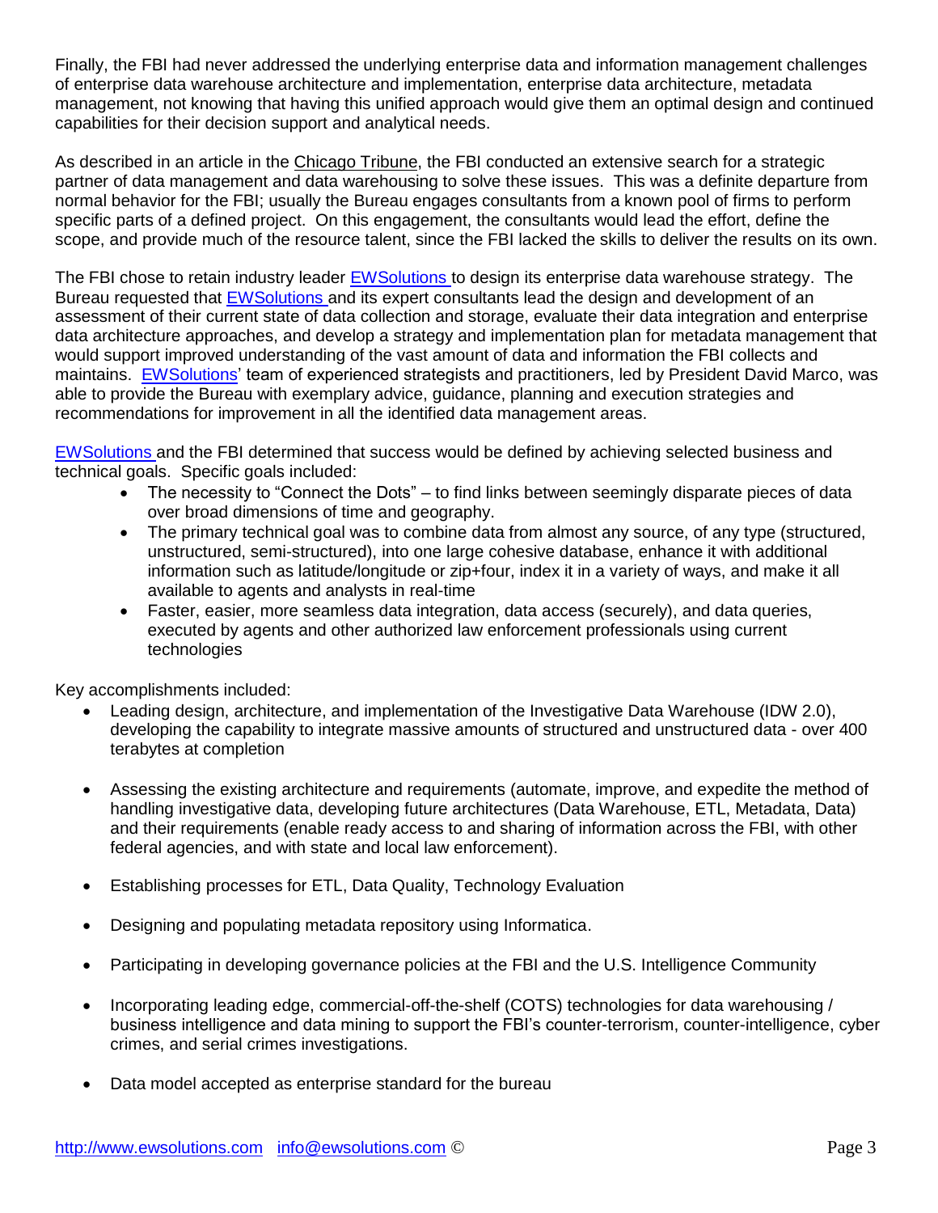Finally, the FBI had never addressed the underlying enterprise data and information management challenges of enterprise data warehouse architecture and implementation, enterprise data architecture, metadata management, not knowing that having this unified approach would give them an optimal design and continued capabilities for their decision support and analytical needs.

As described in an article in the Chicago Tribune, the FBI conducted an extensive search for a strategic partner of data management and data warehousing to solve these issues. This was a definite departure from normal behavior for the FBI; usually the Bureau engages consultants from a known pool of firms to perform specific parts of a defined project. On this engagement, the consultants would lead the effort, define the scope, and provide much of the resource talent, since the FBI lacked the skills to deliver the results on its own.

The FBI chose to retain industry leader EWSolutions to design its enterprise data warehouse strategy. The Bureau requested that EWSolutions and its expert consultants lead the design and development of an assessment of their current state of data collection and storage, evaluate their data integration and enterprise data architecture approaches, and develop a strategy and implementation plan for metadata management that would support improved understanding of the vast amount of data and information the FBI collects and maintains. EWSolutions' team of experienced strategists and practitioners, led by President David Marco, was able to provide the Bureau with exemplary advice, guidance, planning and execution strategies and recommendations for improvement in all the identified data management areas.

EWSolutions and the FBI determined that success would be defined by achieving selected business and technical goals. Specific goals included:

- The necessity to "Connect the Dots" – to find links between seemingly disparate pieces of data over broad dimensions of time and geography.
- The primary technical goal was to combine data from almost any source, of any type (structured, unstructured, semi-structured), into one large cohesive database, enhance it with additional information such as latitude/longitude or zip+four, index it in a variety of ways, and make it all available to agents and analysts in real-time
- Faster, easier, more seamless data integration, data access (securely), and data queries, executed by agents and other authorized law enforcement professionals using current technologies

Key accomplishments included:

- Leading design, architecture, and implementation of the Investigative Data Warehouse (IDW 2.0), developing the capability to integrate massive amounts of structured and unstructured data - over 400 terabytes at completion
- Assessing the existing architecture and requirements (automate, improve, and expedite the method of handling investigative data, developing future architectures (Data Warehouse, ETL, Metadata, Data) and their requirements (enable ready access to and sharing of information across the FBI, with other federal agencies, and with state and local law enforcement).
- Establishing processes for ETL, Data Quality, Technology Evaluation
- Designing and populating metadata repository using Informatica.
- Participating in developing governance policies at the FBI and the U.S. Intelligence Community
- Incorporating leading edge, commercial-off-the-shelf (COTS) technologies for data warehousing / business intelligence and data mining to support the FBI's counter-terrorism, counter-intelligence, cyber crimes, and serial crimes investigations.
- Data model accepted as enterprise standard for the bureau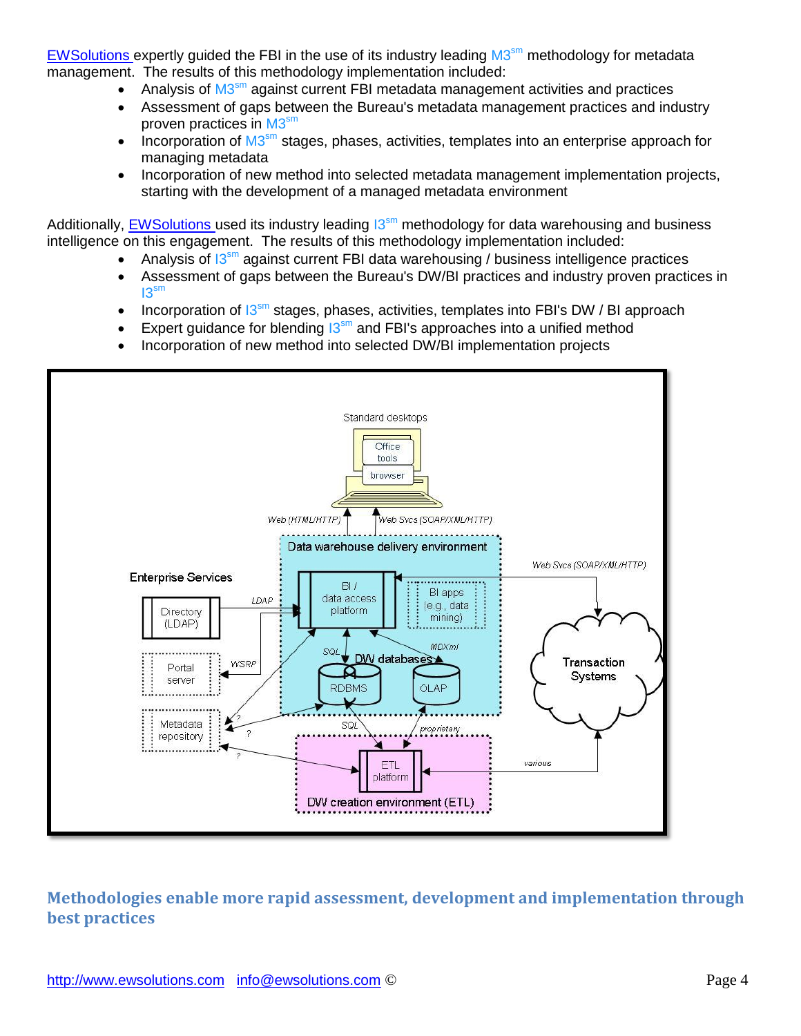EWSolutions expertly guided the FBI in the use of its industry leading M3[sm] methodology for metadata management. The results of this methodology implementation included:

- Analysis of M3[sm] against current FBI metadata management activities and practices
- Assessment of gaps between the Bureau's metadata management practices and industry proven practices in M3[sm]
- Incorporation of M3[sm] stages, phases, activities, templates into an enterprise approach for managing metadata
- Incorporation of new method into selected metadata management implementation projects, starting with the development of a managed metadata environment

Additionally, EWSolutions used its industry leading I3[sm] methodology for data warehousing and business intelligence on this engagement. The results of this methodology implementation included:

- Analysis of I3[sm] against current FBI data warehousing / business intelligence practices
- Assessment of gaps between the Bureau's DW/BI practices and industry proven practices in I3[sm]
- Incorporation of I3[sm] stages, phases, activities, templates into FBI's DW / BI approach
- Expert guidance for blending I3[sm] and FBI's approaches into a unified method
- Incorporation of new method into selected DW/BI implementation projects

Standard desktops

Office tools

browser

Web (HTML/HTTP)

Web Svcs (SOAP/XML/HTTP)

Data warehouse delivery environment

Enterprise Services

Web Svcs (SOAP/XML/HTTP)

LDAP

BI / data access platform

BI apps (e.g., data mining)

Directory (LDAP)

SQL

MDXml

DW databases

WSRP

Portal server

RDBMS

OLAP

Transaction Systems

Metadata repository

?

?

?

SQL

proprietary

various

ETL platform

DW creation environment (ETL)

## Methodologies enable more rapid assessment, development and implementation through best practices

http://www.ewsolutions.com info@ewsolutions.com ©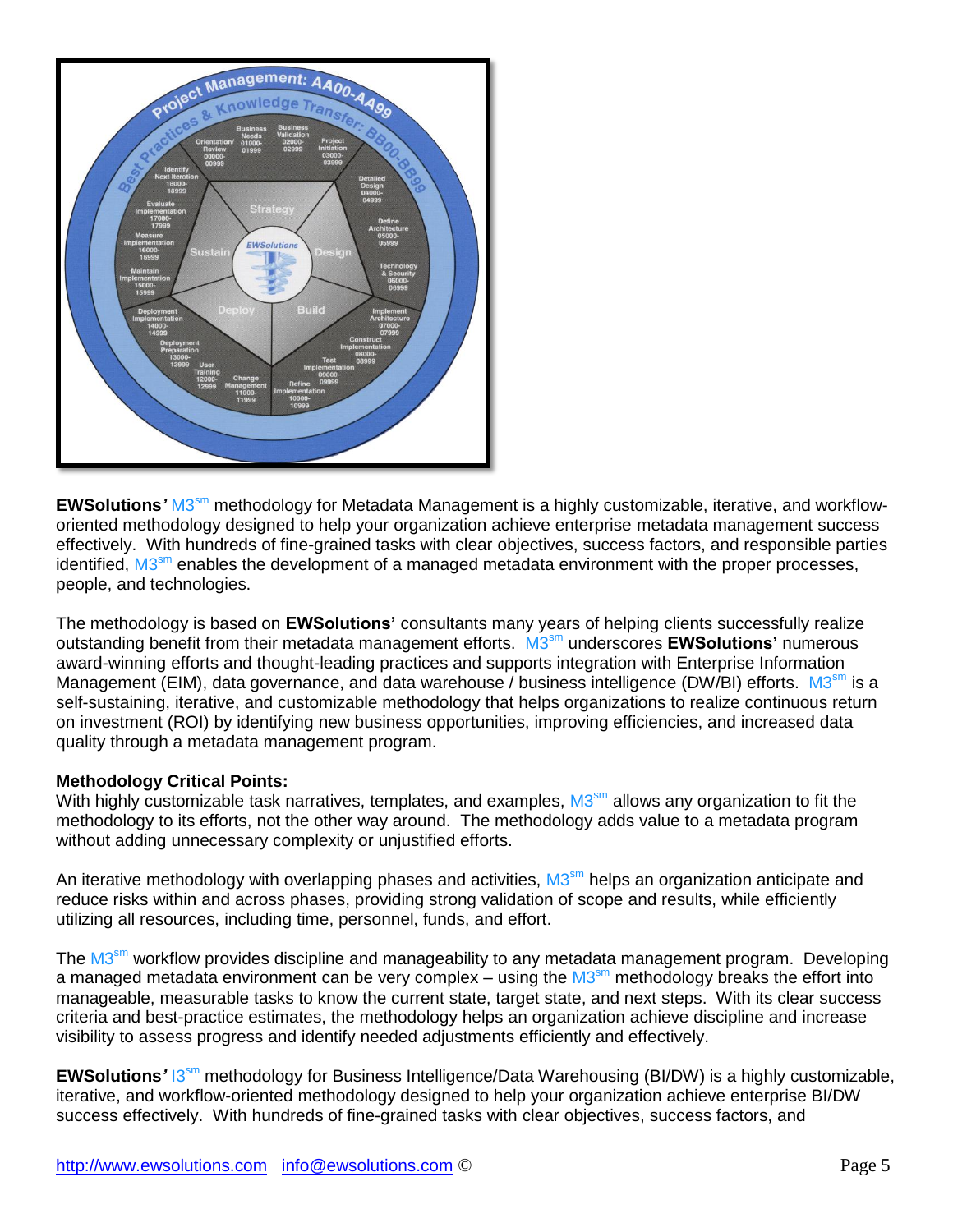**EWSolutions'** M3[sm] methodology for Metadata Management is a highly customizable, iterative, and workflow-oriented methodology designed to help your organization achieve enterprise metadata management success effectively. With hundreds of fine-grained tasks with clear objectives, success factors, and responsible parties identified, M3[sm] enables the development of a managed metadata environment with the proper processes, people, and technologies.

The methodology is based on **EWSolutions'** consultants many years of helping clients successfully realize outstanding benefit from their metadata management efforts. M3[sm] underscores **EWSolutions'** numerous award-winning efforts and thought-leading practices and supports integration with Enterprise Information Management (EIM), data governance, and data warehouse / business intelligence (DW/BI) efforts. M3[sm] is a self-sustaining, iterative, and customizable methodology that helps organizations to realize continuous return on investment (ROI) by identifying new business opportunities, improving efficiencies, and increased data quality through a metadata management program.

**Methodology Critical Points:**

With highly customizable task narratives, templates, and examples, M3[sm] allows any organization to fit the methodology to its efforts, not the other way around. The methodology adds value to a metadata program without adding unnecessary complexity or unjustified efforts.

An iterative methodology with overlapping phases and activities, M3[sm] helps an organization anticipate and reduce risks within and across phases, providing strong validation of scope and results, while efficiently utilizing all resources, including time, personnel, funds, and effort.

The M3[sm] workflow provides discipline and manageability to any metadata management program. Developing a managed metadata environment can be very complex – using the M3[sm] methodology breaks the effort into manageable, measurable tasks to know the current state, target state, and next steps. With its clear success criteria and best-practice estimates, the methodology helps an organization achieve discipline and increase visibility to assess progress and identify needed adjustments efficiently and effectively.

**EWSolutions'** I3[sm] methodology for Business Intelligence/Data Warehousing (BI/DW) is a highly customizable, iterative, and workflow-oriented methodology designed to help your organization achieve enterprise BI/DW success effectively. With hundreds of fine-grained tasks with clear objectives, success factors, and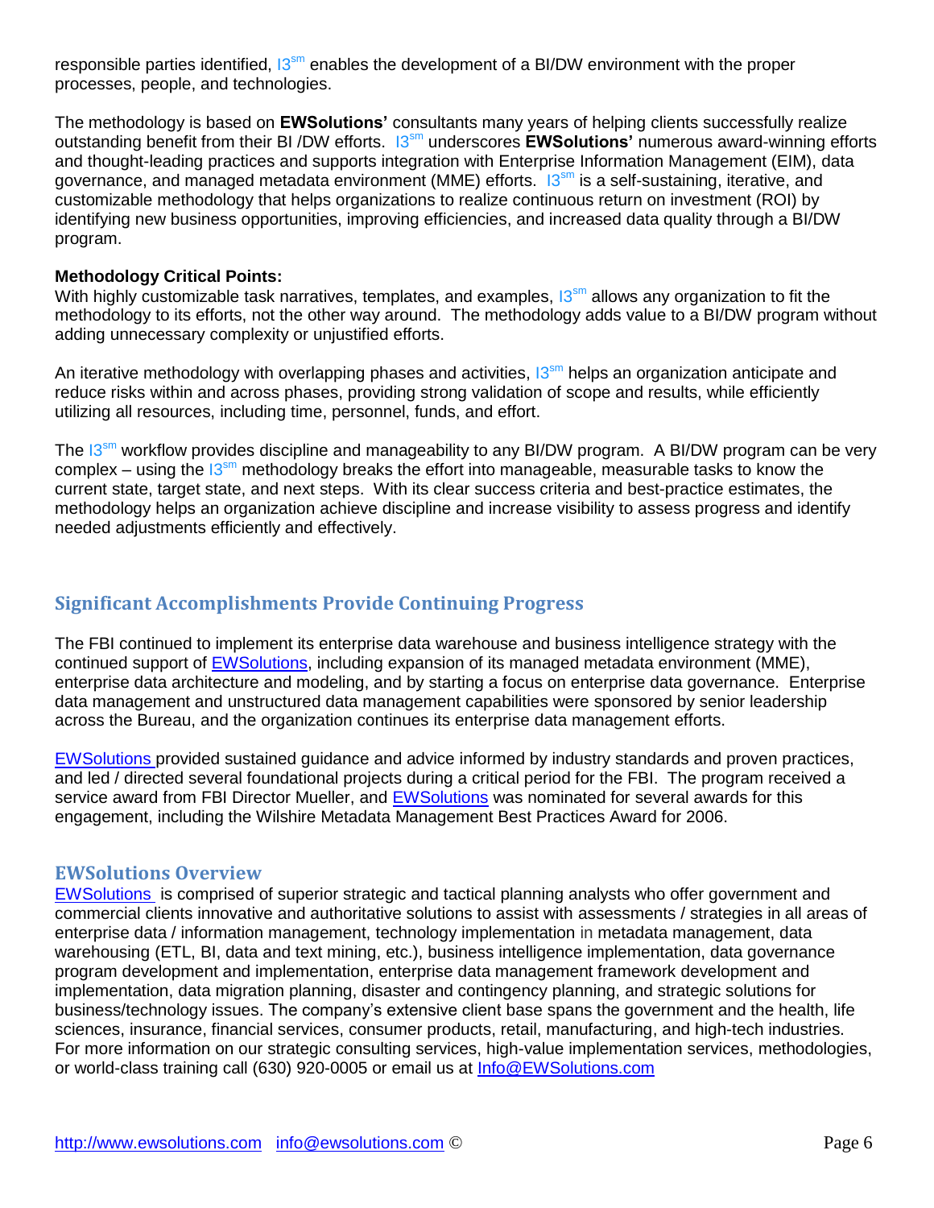responsible parties identified, I3[sm] enables the development of a BI/DW environment with the proper processes, people, and technologies.

The methodology is based on **EWSolutions'** consultants many years of helping clients successfully realize outstanding benefit from their BI /DW efforts. I3[sm] underscores **EWSolutions'** numerous award-winning efforts and thought-leading practices and supports integration with Enterprise Information Management (EIM), data governance, and managed metadata environment (MME) efforts. I3[sm] is a self-sustaining, iterative, and customizable methodology that helps organizations to realize continuous return on investment (ROI) by identifying new business opportunities, improving efficiencies, and increased data quality through a BI/DW program.

**Methodology Critical Points:**
With highly customizable task narratives, templates, and examples, I3[sm] allows any organization to fit the methodology to its efforts, not the other way around. The methodology adds value to a BI/DW program without adding unnecessary complexity or unjustified efforts.

An iterative methodology with overlapping phases and activities, I3[sm] helps an organization anticipate and reduce risks within and across phases, providing strong validation of scope and results, while efficiently utilizing all resources, including time, personnel, funds, and effort.

The I3[sm] workflow provides discipline and manageability to any BI/DW program. A BI/DW program can be very complex – using the I3[sm] methodology breaks the effort into manageable, measurable tasks to know the current state, target state, and next steps. With its clear success criteria and best-practice estimates, the methodology helps an organization achieve discipline and increase visibility to assess progress and identify needed adjustments efficiently and effectively.

## Significant Accomplishments Provide Continuing Progress

The FBI continued to implement its enterprise data warehouse and business intelligence strategy with the continued support of EWSolutions, including expansion of its managed metadata environment (MME), enterprise data architecture and modeling, and by starting a focus on enterprise data governance. Enterprise data management and unstructured data management capabilities were sponsored by senior leadership across the Bureau, and the organization continues its enterprise data management efforts.

EWSolutions provided sustained guidance and advice informed by industry standards and proven practices, and led / directed several foundational projects during a critical period for the FBI. The program received a service award from FBI Director Mueller, and EWSolutions was nominated for several awards for this engagement, including the Wilshire Metadata Management Best Practices Award for 2006.

## EWSolutions Overview

EWSolutions is comprised of superior strategic and tactical planning analysts who offer government and commercial clients innovative and authoritative solutions to assist with assessments / strategies in all areas of enterprise data / information management, technology implementation in metadata management, data warehousing (ETL, BI, data and text mining, etc.), business intelligence implementation, data governance program development and implementation, enterprise data management framework development and implementation, data migration planning, disaster and contingency planning, and strategic solutions for business/technology issues. The company's extensive client base spans the government and the health, life sciences, insurance, financial services, consumer products, retail, manufacturing, and high-tech industries. For more information on our strategic consulting services, high-value implementation services, methodologies, or world-class training call (630) 920-0005 or email us at Info@EWSolutions.com